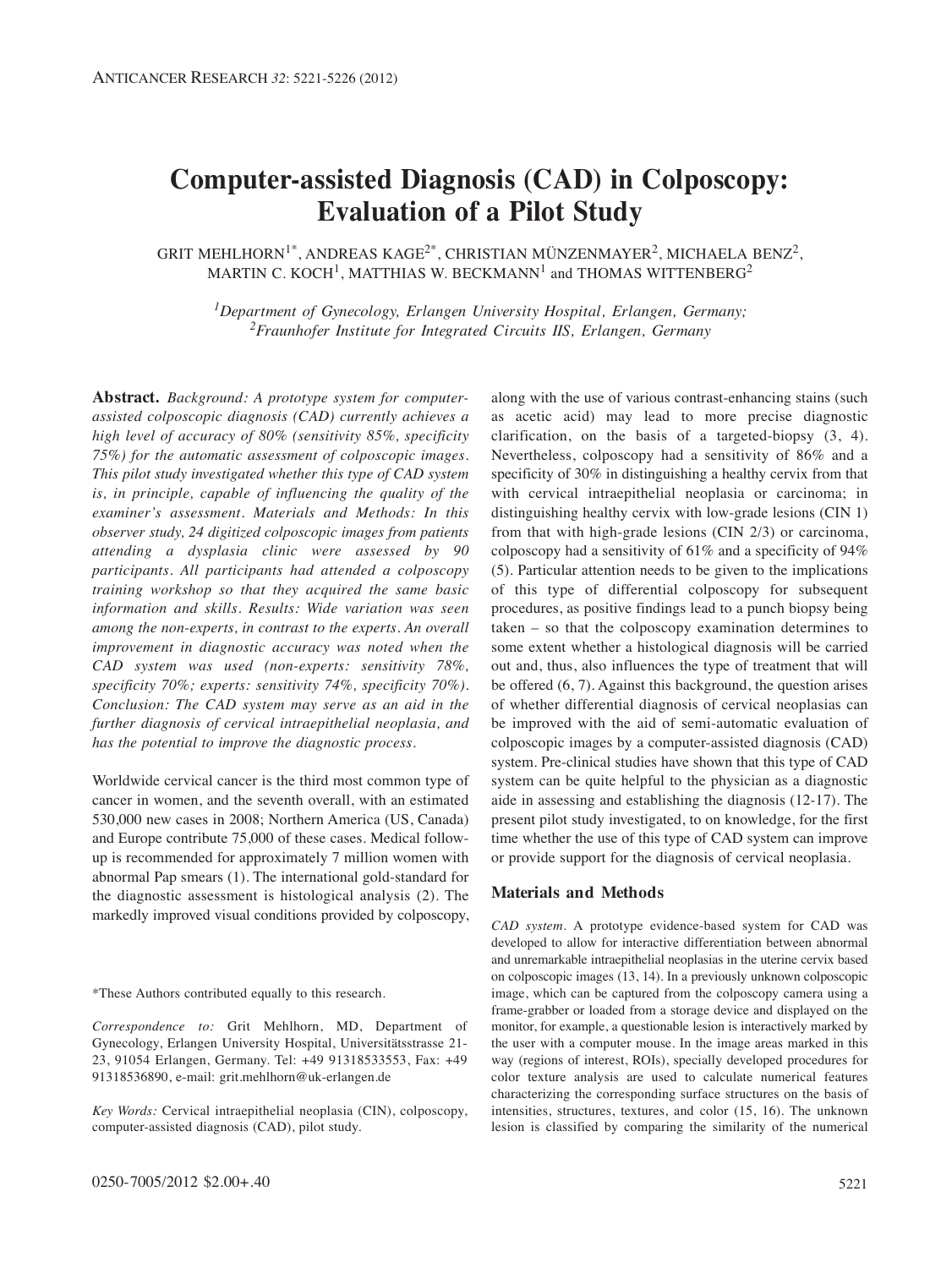# Computer-assisted Diagnosis (CAD) in Colposcopy: Evaluation of a Pilot Study

GRIT MEHLHORN[1*], ANDREAS KAGE[2*], CHRISTIAN MÜNZENMAYER[2], MICHAELA BENZ[2], MARTIN C. KOCH[1], MATTHIAS W. BECKMANN[1] and THOMAS WITTENBERG[2]

[1]*Department of Gynecology, Erlangen University Hospital, Erlangen, Germany;*
[2]*Fraunhofer Institute for Integrated Circuits IIS, Erlangen, Germany*

**Abstract.** *Background: A prototype system for computer-assisted colposcopic diagnosis (CAD) currently achieves a high level of accuracy of 80% (sensitivity 85%, specificity 75%) for the automatic assessment of colposcopic images. This pilot study investigated whether this type of CAD system is, in principle, capable of influencing the quality of the examiner's assessment. Materials and Methods: In this observer study, 24 digitized colposcopic images from patients attending a dysplasia clinic were assessed by 90 participants. All participants had attended a colposcopy training workshop so that they acquired the same basic information and skills. Results: Wide variation was seen among the non-experts, in contrast to the experts. An overall improvement in diagnostic accuracy was noted when the CAD system was used (non-experts: sensitivity 78%, specificity 70%; experts: sensitivity 74%, specificity 70%). Conclusion: The CAD system may serve as an aid in the further diagnosis of cervical intraepithelial neoplasia, and has the potential to improve the diagnostic process.*

Worldwide cervical cancer is the third most common type of cancer in women, and the seventh overall, with an estimated 530,000 new cases in 2008; Northern America (US, Canada) and Europe contribute 75,000 of these cases. Medical follow-up is recommended for approximately 7 million women with abnormal Pap smears (1). The international gold-standard for the diagnostic assessment is histological analysis (2). The markedly improved visual conditions provided by colposcopy, along with the use of various contrast-enhancing stains (such as acetic acid) may lead to more precise diagnostic clarification, on the basis of a targeted-biopsy (3, 4). Nevertheless, colposcopy had a sensitivity of 86% and a specificity of 30% in distinguishing a healthy cervix from that with cervical intraepithelial neoplasia or carcinoma; in distinguishing healthy cervix with low-grade lesions (CIN 1) from that with high-grade lesions (CIN 2/3) or carcinoma, colposcopy had a sensitivity of 61% and a specificity of 94% (5). Particular attention needs to be given to the implications of this type of differential colposcopy for subsequent procedures, as positive findings lead to a punch biopsy being taken – so that the colposcopy examination determines to some extent whether a histological diagnosis will be carried out and, thus, also influences the type of treatment that will be offered (6, 7). Against this background, the question arises of whether differential diagnosis of cervical neoplasias can be improved with the aid of semi-automatic evaluation of colposcopic images by a computer-assisted diagnosis (CAD) system. Pre-clinical studies have shown that this type of CAD system can be quite helpful to the physician as a diagnostic aide in assessing and establishing the diagnosis (12-17). The present pilot study investigated, to on knowledge, for the first time whether the use of this type of CAD system can improve or provide support for the diagnosis of cervical neoplasia.

## Materials and Methods

*CAD system.* A prototype evidence-based system for CAD was developed to allow for interactive differentiation between abnormal and unremarkable intraepithelial neoplasias in the uterine cervix based on colposcopic images (13, 14). In a previously unknown colposcopic image, which can be captured from the colposcopy camera using a frame-grabber or loaded from a storage device and displayed on the monitor, for example, a questionable lesion is interactively marked by the user with a computer mouse. In the image areas marked in this way (regions of interest, ROIs), specially developed procedures for color texture analysis are used to calculate numerical features characterizing the corresponding surface structures on the basis of intensities, structures, textures, and color (15, 16). The unknown lesion is classified by comparing the similarity of the numerical

*These Authors contributed equally to this research.

*Correspondence to:* Grit Mehlhorn, MD, Department of Gynecology, Erlangen University Hospital, Universitätsstrasse 21-23, 91054 Erlangen, Germany. Tel: +49 91318533553, Fax: +49 91318536890, e-mail: grit.mehlhorn@uk-erlangen.de

*Key Words:* Cervical intraepithelial neoplasia (CIN), colposcopy, computer-assisted diagnosis (CAD), pilot study.

0250-7005/2012 $2.00+.40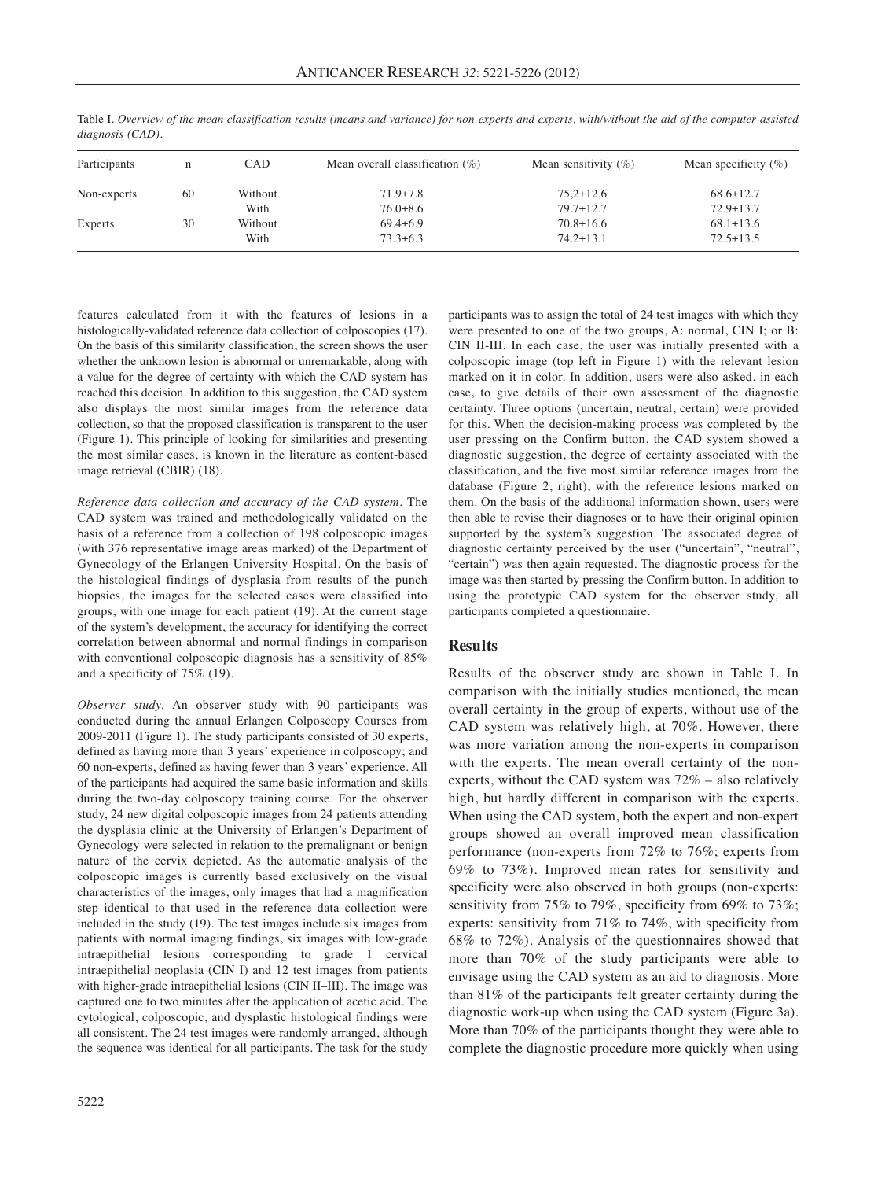Table I. *Overview of the mean classification results (means and variance) for non-experts and experts, with/without the aid of the computer-assisted diagnosis (CAD).*

| Participants | n | CAD | Mean overall classification (%) | Mean sensitivity (%) | Mean specificity (%) |
|---|---|---|---|---|---|
| Non-experts | 60 | Without | 71.9±7.8 | 75,2±12,6 | 68.6±12.7 |
| | | With | 76.0±8.6 | 79.7±12.7 | 72.9±13.7 |
| Experts | 30 | Without | 69.4±6.9 | 70.8±16.6 | 68.1±13.6 |
| | | With | 73.3±6.3 | 74.2±13.1 | 72.5±13.5 |

features calculated from it with the features of lesions in a histologically-validated reference data collection of colposcopies (17). On the basis of this similarity classification, the screen shows the user whether the unknown lesion is abnormal or unremarkable, along with a value for the degree of certainty with which the CAD system has reached this decision. In addition to this suggestion, the CAD system also displays the most similar images from the reference data collection, so that the proposed classification is transparent to the user (Figure 1). This principle of looking for similarities and presenting the most similar cases, is known in the literature as content-based image retrieval (CBIR) (18).

*Reference data collection and accuracy of the CAD system.* The CAD system was trained and methodologically validated on the basis of a reference from a collection of 198 colposcopic images (with 376 representative image areas marked) of the Department of Gynecology of the Erlangen University Hospital. On the basis of the histological findings of dysplasia from results of the punch biopsies, the images for the selected cases were classified into groups, with one image for each patient (19). At the current stage of the system's development, the accuracy for identifying the correct correlation between abnormal and normal findings in comparison with conventional colposcopic diagnosis has a sensitivity of 85% and a specificity of 75% (19).

*Observer study.* An observer study with 90 participants was conducted during the annual Erlangen Colposcopy Courses from 2009-2011 (Figure 1). The study participants consisted of 30 experts, defined as having more than 3 years' experience in colposcopy; and 60 non-experts, defined as having fewer than 3 years' experience. All of the participants had acquired the same basic information and skills during the two-day colposcopy training course. For the observer study, 24 new digital colposcopic images from 24 patients attending the dysplasia clinic at the University of Erlangen's Department of Gynecology were selected in relation to the premalignant or benign nature of the cervix depicted. As the automatic analysis of the colposcopic images is currently based exclusively on the visual characteristics of the images, only images that had a magnification step identical to that used in the reference data collection were included in the study (19). The test images include six images from patients with normal imaging findings, six images with low-grade intraepithelial lesions corresponding to grade 1 cervical intraepithelial neoplasia (CIN I) and 12 test images from patients with higher-grade intraepithelial lesions (CIN II–III). The image was captured one to two minutes after the application of acetic acid. The cytological, colposcopic, and dysplastic histological findings were all consistent. The 24 test images were randomly arranged, although the sequence was identical for all participants. The task for the study participants was to assign the total of 24 test images with which they were presented to one of the two groups, A: normal, CIN I; or B: CIN II-III. In each case, the user was initially presented with a colposcopic image (top left in Figure 1) with the relevant lesion marked on it in color. In addition, users were also asked, in each case, to give details of their own assessment of the diagnostic certainty. Three options (uncertain, neutral, certain) were provided for this. When the decision-making process was completed by the user pressing on the Confirm button, the CAD system showed a diagnostic suggestion, the degree of certainty associated with the classification, and the five most similar reference images from the database (Figure 2, right), with the reference lesions marked on them. On the basis of the additional information shown, users were then able to revise their diagnoses or to have their original opinion supported by the system's suggestion. The associated degree of diagnostic certainty perceived by the user ("uncertain", "neutral", "certain") was then again requested. The diagnostic process for the image was then started by pressing the Confirm button. In addition to using the prototypic CAD system for the observer study, all participants completed a questionnaire.

## Results

Results of the observer study are shown in Table I. In comparison with the initially studies mentioned, the mean overall certainty in the group of experts, without use of the CAD system was relatively high, at 70%. However, there was more variation among the non-experts in comparison with the experts. The mean overall certainty of the non-experts, without the CAD system was 72% – also relatively high, but hardly different in comparison with the experts. When using the CAD system, both the expert and non-expert groups showed an overall improved mean classification performance (non-experts from 72% to 76%; experts from 69% to 73%). Improved mean rates for sensitivity and specificity were also observed in both groups (non-experts: sensitivity from 75% to 79%, specificity from 69% to 73%; experts: sensitivity from 71% to 74%, with specificity from 68% to 72%). Analysis of the questionnaires showed that more than 70% of the study participants were able to envisage using the CAD system as an aid to diagnosis. More than 81% of the participants felt greater certainty during the diagnostic work-up when using the CAD system (Figure 3a). More than 70% of the participants thought they were able to complete the diagnostic procedure more quickly when using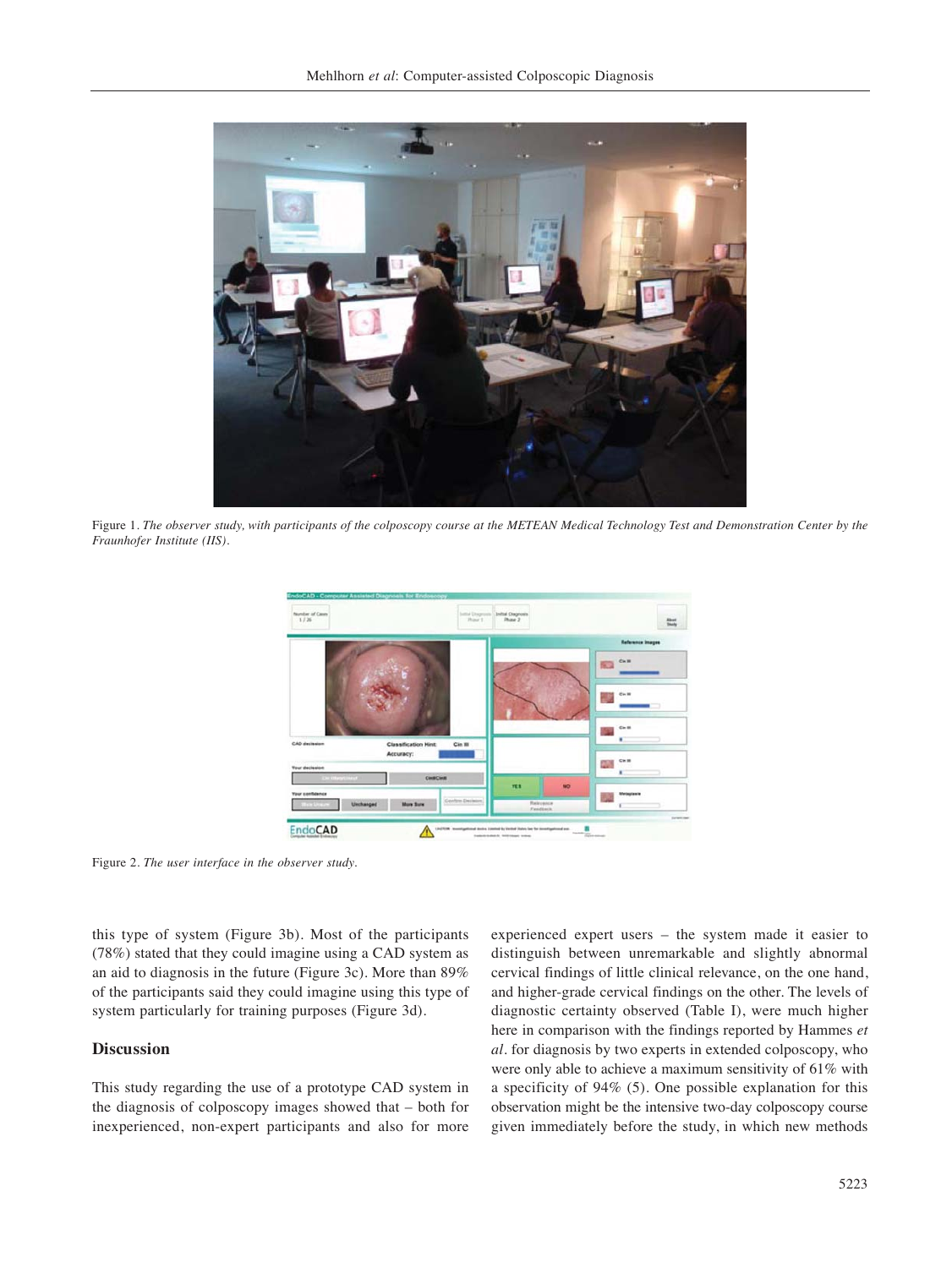Figure 1. *The observer study, with participants of the colposcopy course at the METEAN Medical Technology Test and Demonstration Center by the Fraunhofer Institute (IIS).*

Figure 2. *The user interface in the observer study.*

this type of system (Figure 3b). Most of the participants (78%) stated that they could imagine using a CAD system as an aid to diagnosis in the future (Figure 3c). More than 89% of the participants said they could imagine using this type of system particularly for training purposes (Figure 3d).

## Discussion

This study regarding the use of a prototype CAD system in the diagnosis of colposcopy images showed that – both for inexperienced, non-expert participants and also for more experienced expert users – the system made it easier to distinguish between unremarkable and slightly abnormal cervical findings of little clinical relevance, on the one hand, and higher-grade cervical findings on the other. The levels of diagnostic certainty observed (Table I), were much higher here in comparison with the findings reported by Hammes *et al*. for diagnosis by two experts in extended colposcopy, who were only able to achieve a maximum sensitivity of 61% with a specificity of 94% (5). One possible explanation for this observation might be the intensive two-day colposcopy course given immediately before the study, in which new methods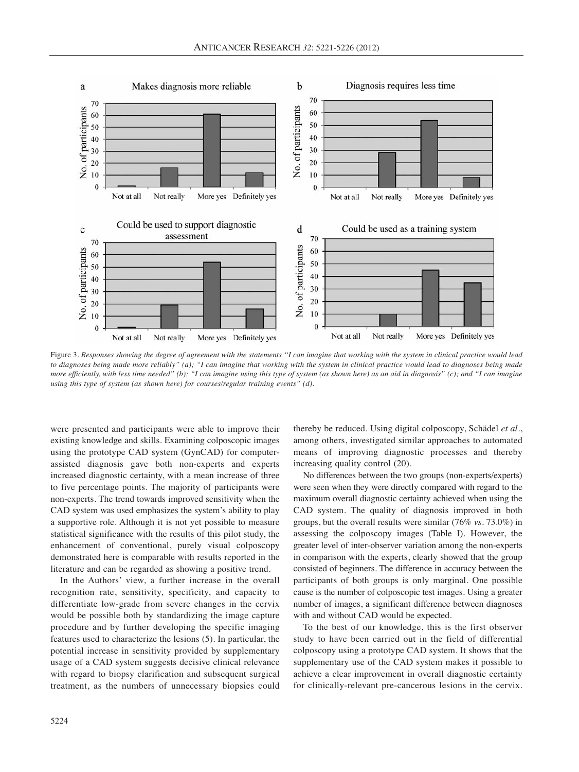Figure 3. *Responses showing the degree of agreement with the statements "I can imagine that working with the system in clinical practice would lead to diagnoses being made more reliably" (a); "I can imagine that working with the system in clinical practice would lead to diagnoses being made more efficiently, with less time needed" (b); "I can imagine using this type of system (as shown here) as an aid in diagnosis" (c); and "I can imagine using this type of system (as shown here) for courses/regular training events" (d).*

were presented and participants were able to improve their existing knowledge and skills. Examining colposcopic images using the prototype CAD system (GynCAD) for computer-assisted diagnosis gave both non-experts and experts increased diagnostic certainty, with a mean increase of three to five percentage points. The majority of participants were non-experts. The trend towards improved sensitivity when the CAD system was used emphasizes the system's ability to play a supportive role. Although it is not yet possible to measure statistical significance with the results of this pilot study, the enhancement of conventional, purely visual colposcopy demonstrated here is comparable with results reported in the literature and can be regarded as showing a positive trend.

In the Authors' view, a further increase in the overall recognition rate, sensitivity, specificity, and capacity to differentiate low-grade from severe changes in the cervix would be possible both by standardizing the image capture procedure and by further developing the specific imaging features used to characterize the lesions (5). In particular, the potential increase in sensitivity provided by supplementary usage of a CAD system suggests decisive clinical relevance with regard to biopsy clarification and subsequent surgical treatment, as the numbers of unnecessary biopsies could thereby be reduced. Using digital colposcopy, Schädel *et al.*, among others, investigated similar approaches to automated means of improving diagnostic processes and thereby increasing quality control (20).

No differences between the two groups (non-experts/experts) were seen when they were directly compared with regard to the maximum overall diagnostic certainty achieved when using the CAD system. The quality of diagnosis improved in both groups, but the overall results were similar (76% *vs.* 73.0%) in assessing the colposcopy images (Table I). However, the greater level of inter-observer variation among the non-experts in comparison with the experts, clearly showed that the group consisted of beginners. The difference in accuracy between the participants of both groups is only marginal. One possible cause is the number of colposcopic test images. Using a greater number of images, a significant difference between diagnoses with and without CAD would be expected.

To the best of our knowledge, this is the first observer study to have been carried out in the field of differential colposcopy using a prototype CAD system. It shows that the supplementary use of the CAD system makes it possible to achieve a clear improvement in overall diagnostic certainty for clinically-relevant pre-cancerous lesions in the cervix.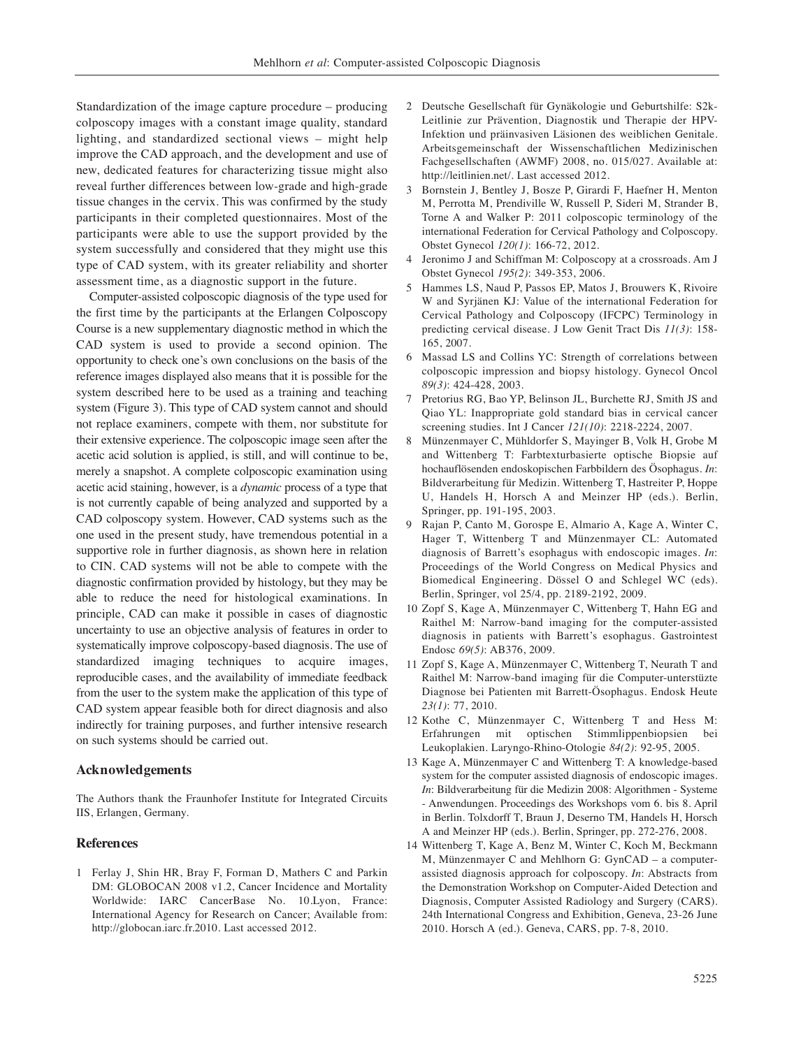Standardization of the image capture procedure – producing colposcopy images with a constant image quality, standard lighting, and standardized sectional views – might help improve the CAD approach, and the development and use of new, dedicated features for characterizing tissue might also reveal further differences between low-grade and high-grade tissue changes in the cervix. This was confirmed by the study participants in their completed questionnaires. Most of the participants were able to use the support provided by the system successfully and considered that they might use this type of CAD system, with its greater reliability and shorter assessment time, as a diagnostic support in the future.

Computer-assisted colposcopic diagnosis of the type used for the first time by the participants at the Erlangen Colposcopy Course is a new supplementary diagnostic method in which the CAD system is used to provide a second opinion. The opportunity to check one's own conclusions on the basis of the reference images displayed also means that it is possible for the system described here to be used as a training and teaching system (Figure 3). This type of CAD system cannot and should not replace examiners, compete with them, nor substitute for their extensive experience. The colposcopic image seen after the acetic acid solution is applied, is still, and will continue to be, merely a snapshot. A complete colposcopic examination using acetic acid staining, however, is a *dynamic* process of a type that is not currently capable of being analyzed and supported by a CAD colposcopy system. However, CAD systems such as the one used in the present study, have tremendous potential in a supportive role in further diagnosis, as shown here in relation to CIN. CAD systems will not be able to compete with the diagnostic confirmation provided by histology, but they may be able to reduce the need for histological examinations. In principle, CAD can make it possible in cases of diagnostic uncertainty to use an objective analysis of features in order to systematically improve colposcopy-based diagnosis. The use of standardized imaging techniques to acquire images, reproducible cases, and the availability of immediate feedback from the user to the system make the application of this type of CAD system appear feasible both for direct diagnosis and also indirectly for training purposes, and further intensive research on such systems should be carried out.

## Acknowledgements

The Authors thank the Fraunhofer Institute for Integrated Circuits IIS, Erlangen, Germany.

## References

1. Ferlay J, Shin HR, Bray F, Forman D, Mathers C and Parkin DM: GLOBOCAN 2008 v1.2, Cancer Incidence and Mortality Worldwide: IARC CancerBase No. 10.Lyon, France: International Agency for Research on Cancer; Available from: http://globocan.iarc.fr.2010. Last accessed 2012.
2. Deutsche Gesellschaft für Gynäkologie und Geburtshilfe: S2k-Leitlinie zur Prävention, Diagnostik und Therapie der HPV-Infektion und präinvasiven Läsionen des weiblichen Genitale. Arbeitsgemeinschaft der Wissenschaftlichen Medizinischen Fachgesellschaften (AWMF) 2008, no. 015/027. Available at: http://leitlinien.net/. Last accessed 2012.
3. Bornstein J, Bentley J, Bosze P, Girardi F, Haefner H, Menton M, Perrotta M, Prendiville W, Russell P, Sideri M, Strander B, Torne A and Walker P: 2011 colposcopic terminology of the international Federation for Cervical Pathology and Colposcopy. Obstet Gynecol *120(1)*: 166-72, 2012.
4. Jeronimo J and Schiffman M: Colposcopy at a crossroads. Am J Obstet Gynecol *195(2)*: 349-353, 2006.
5. Hammes LS, Naud P, Passos EP, Matos J, Brouwers K, Rivoire W and Syrjänen KJ: Value of the international Federation for Cervical Pathology and Colposcopy (IFCPC) Terminology in predicting cervical disease. J Low Genit Tract Dis *11(3)*: 158-165, 2007.
6. Massad LS and Collins YC: Strength of correlations between colposcopic impression and biopsy histology. Gynecol Oncol *89(3)*: 424-428, 2003.
7. Pretorius RG, Bao YP, Belinson JL, Burchette RJ, Smith JS and Qiao YL: Inappropriate gold standard bias in cervical cancer screening studies. Int J Cancer *121(10)*: 2218-2224, 2007.
8. Münzenmayer C, Mühldorfer S, Mayinger B, Volk H, Grobe M and Wittenberg T: Farbtexturbasierte optische Biopsie auf hochauflösenden endoskopischen Farbbildern des Ösophagus. *In*: Bildverarbeitung für Medizin. Wittenberg T, Hastreiter P, Hoppe U, Handels H, Horsch A and Meinzer HP (eds.). Berlin, Springer, pp. 191-195, 2003.
9. Rajan P, Canto M, Gorospe E, Almario A, Kage A, Winter C, Hager T, Wittenberg T and Münzenmayer CL: Automated diagnosis of Barrett's esophagus with endoscopic images. *In*: Proceedings of the World Congress on Medical Physics and Biomedical Engineering. Dössel O and Schlegel WC (eds). Berlin, Springer, vol 25/4, pp. 2189-2192, 2009.
10. Zopf S, Kage A, Münzenmayer C, Wittenberg T, Hahn EG and Raithel M: Narrow-band imaging for the computer-assisted diagnosis in patients with Barrett's esophagus. Gastrointest Endosc *69(5)*: AB376, 2009.
11. Zopf S, Kage A, Münzenmayer C, Wittenberg T, Neurath T and Raithel M: Narrow-band imaging für die Computer-unterstützte Diagnose bei Patienten mit Barrett-Ösophagus. Endosk Heute *23(1)*: 77, 2010.
12. Kothe C, Münzenmayer C, Wittenberg T and Hess M: Erfahrungen mit optischen Stimmlippenbiopsien bei Leukoplakien. Laryngo-Rhino-Otologie *84(2)*: 92-95, 2005.
13. Kage A, Münzenmayer C and Wittenberg T: A knowledge-based system for the computer assisted diagnosis of endoscopic images. *In*: Bildverarbeitung für die Medizin 2008: Algorithmen - Systeme - Anwendungen. Proceedings des Workshops vom 6. bis 8. April in Berlin. Tolxdorff T, Braun J, Deserno TM, Handels H, Horsch A and Meinzer HP (eds.). Berlin, Springer, pp. 272-276, 2008.
14. Wittenberg T, Kage A, Benz M, Winter C, Koch M, Beckmann M, Münzenmayer C and Mehlhorn G: GynCAD – a computer-assisted diagnosis approach for colposcopy. *In*: Abstracts from the Demonstration Workshop on Computer-Aided Detection and Diagnosis, Computer Assisted Radiology and Surgery (CARS). 24th International Congress and Exhibition, Geneva, 23-26 June 2010. Horsch A (ed.). Geneva, CARS, pp. 7-8, 2010.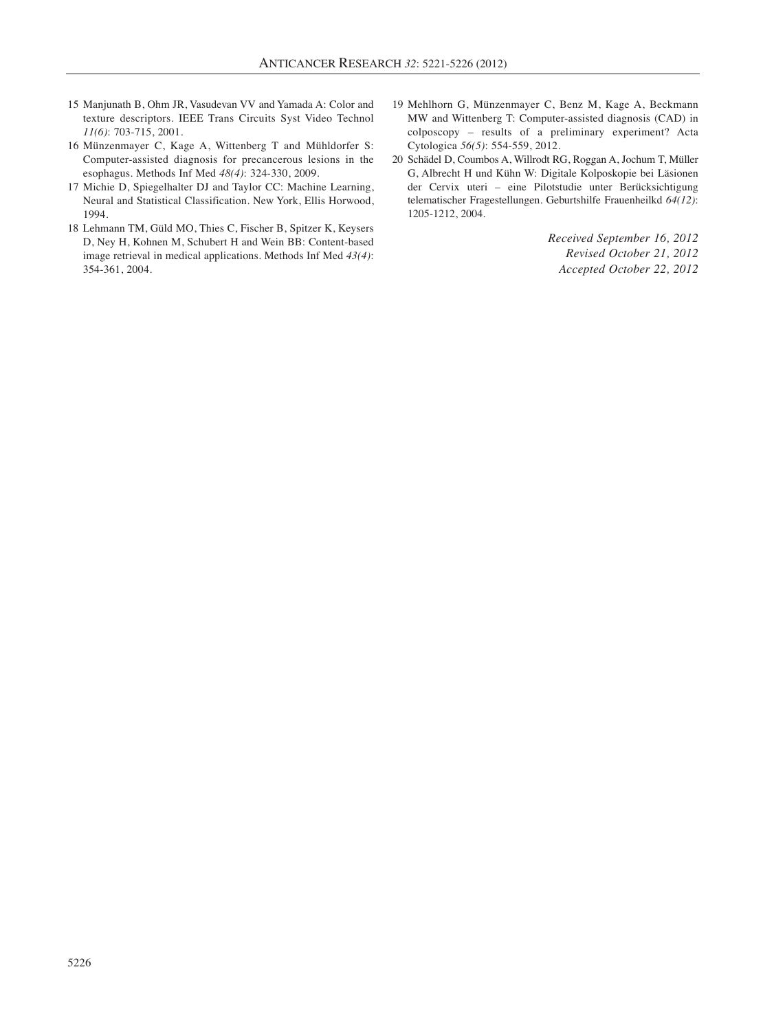15 Manjunath B, Ohm JR, Vasudevan VV and Yamada A: Color and texture descriptors. IEEE Trans Circuits Syst Video Technol *11(6)*: 703-715, 2001.

16 Münzenmayer C, Kage A, Wittenberg T and Mühldorfer S: Computer-assisted diagnosis for precancerous lesions in the esophagus. Methods Inf Med *48(4)*: 324-330, 2009.

17 Michie D, Spiegelhalter DJ and Taylor CC: Machine Learning, Neural and Statistical Classification. New York, Ellis Horwood, 1994.

18 Lehmann TM, Güld MO, Thies C, Fischer B, Spitzer K, Keysers D, Ney H, Kohnen M, Schubert H and Wein BB: Content-based image retrieval in medical applications. Methods Inf Med *43(4)*: 354-361, 2004.

19 Mehlhorn G, Münzenmayer C, Benz M, Kage A, Beckmann MW and Wittenberg T: Computer-assisted diagnosis (CAD) in colposcopy – results of a preliminary experiment? Acta Cytologica *56(5)*: 554-559, 2012.

20 Schädel D, Coumbos A, Willrodt RG, Roggan A, Jochum T, Müller G, Albrecht H und Kühn W: Digitale Kolposkopie bei Läsionen der Cervix uteri – eine Pilotstudie unter Berücksichtigung telematischer Fragestellungen. Geburtshilfe Frauenheilkd *64(12)*: 1205-1212, 2004.

*Received September 16, 2012*
*Revised October 21, 2012*
*Accepted October 22, 2012*